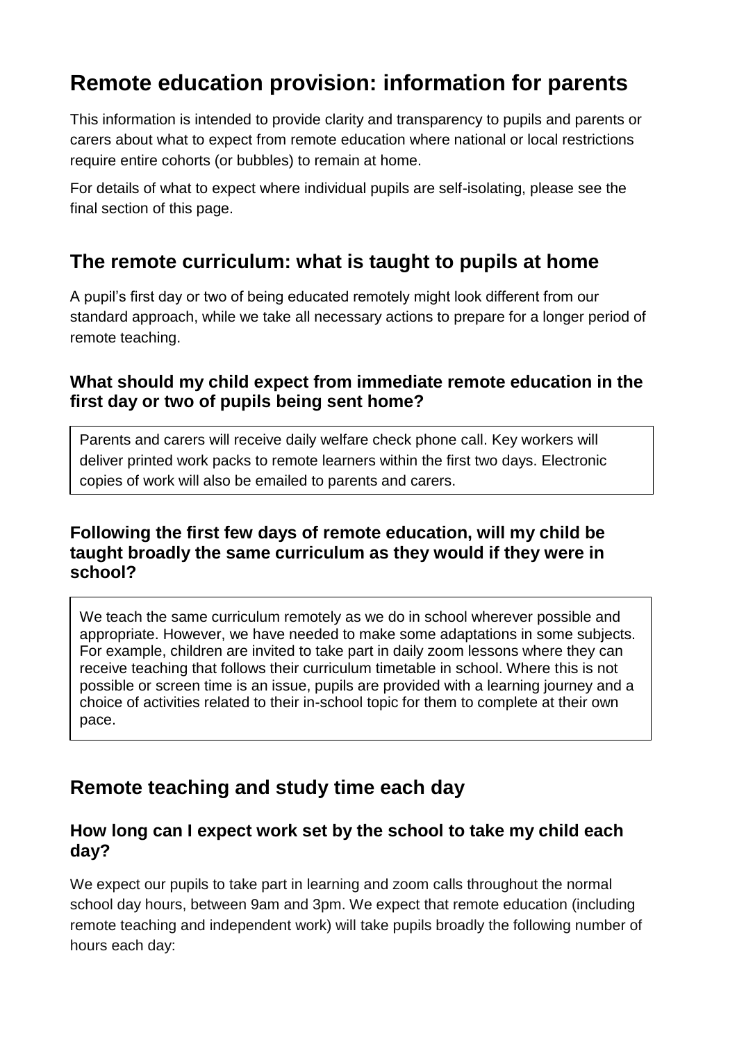# Remote education provision: information for parents

This information is intended to provide clarity and transparency to pupils and parents or carers about what to expect from remote education where national or local restrictions require entire cohorts (or bubbles) to remain at home.

For details of what to expect where individual pupils are self-isolating, please see the final section of this page.

## The remote curriculum: what is taught to pupils at home

A pupil's first day or two of being educated remotely might look different from our standard approach, while we take all necessary actions to prepare for a longer period of remote teaching.

### What should my child expect from immediate remote education in the first day or two of pupils being sent home?

Parents and carers will receive daily welfare check phone call. Key workers will deliver printed work packs to remote learners within the first two days. Electronic copies of work will also be emailed to parents and carers.

### Following the first few days of remote education, will my child be taught broadly the same curriculum as they would if they were in school?

We teach the same curriculum remotely as we do in school wherever possible and appropriate. However, we have needed to make some adaptations in some subjects. For example, children are invited to take part in daily zoom lessons where they can receive teaching that follows their curriculum timetable in school. Where this is not possible or screen time is an issue, pupils are provided with a learning journey and a choice of activities related to their in-school topic for them to complete at their own pace.

## Remote teaching and study time each day

### How long can I expect work set by the school to take my child each day?

We expect our pupils to take part in learning and zoom calls throughout the normal school day hours, between 9am and 3pm. We expect that remote education (including remote teaching and independent work) will take pupils broadly the following number of hours each day: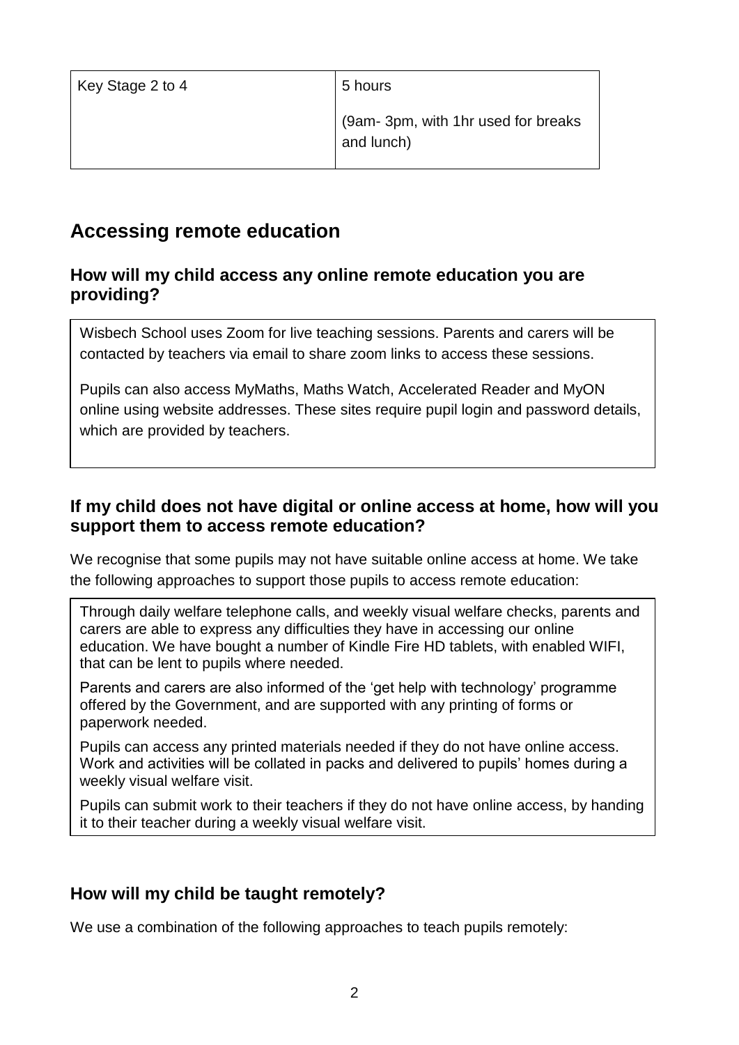| Key Stage 2 to 4 | 5 hours<br><br>(9am- 3pm, with 1hr used for breaks and lunch) |
|---|---|

## Accessing remote education

### How will my child access any online remote education you are providing?

Wisbech School uses Zoom for live teaching sessions. Parents and carers will be contacted by teachers via email to share zoom links to access these sessions.

Pupils can also access MyMaths, Maths Watch, Accelerated Reader and MyON online using website addresses. These sites require pupil login and password details, which are provided by teachers.

### If my child does not have digital or online access at home, how will you support them to access remote education?

We recognise that some pupils may not have suitable online access at home. We take the following approaches to support those pupils to access remote education:

Through daily welfare telephone calls, and weekly visual welfare checks, parents and carers are able to express any difficulties they have in accessing our online education. We have bought a number of Kindle Fire HD tablets, with enabled WIFI, that can be lent to pupils where needed.

Parents and carers are also informed of the 'get help with technology' programme offered by the Government, and are supported with any printing of forms or paperwork needed.

Pupils can access any printed materials needed if they do not have online access. Work and activities will be collated in packs and delivered to pupils' homes during a weekly visual welfare visit.

Pupils can submit work to their teachers if they do not have online access, by handing it to their teacher during a weekly visual welfare visit.

### How will my child be taught remotely?

We use a combination of the following approaches to teach pupils remotely: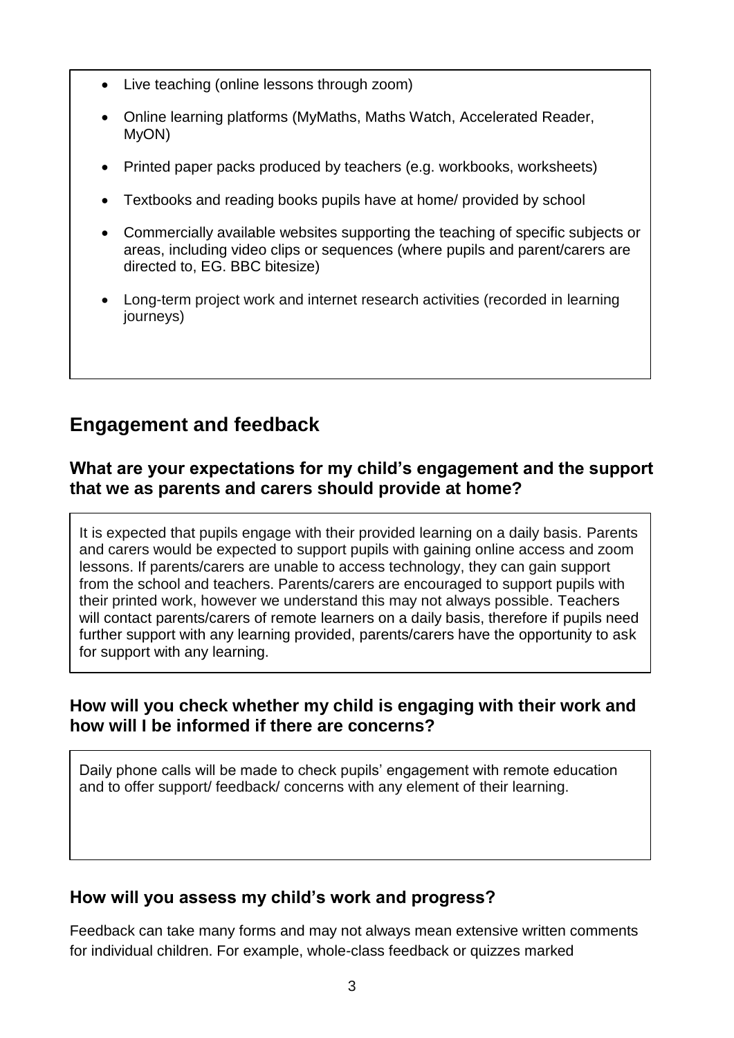- Live teaching (online lessons through zoom)
- Online learning platforms (MyMaths, Maths Watch, Accelerated Reader, MyON)
- Printed paper packs produced by teachers (e.g. workbooks, worksheets)
- Textbooks and reading books pupils have at home/ provided by school
- Commercially available websites supporting the teaching of specific subjects or areas, including video clips or sequences (where pupils and parent/carers are directed to, EG. BBC bitesize)
- Long-term project work and internet research activities (recorded in learning journeys)

## Engagement and feedback

### What are your expectations for my child's engagement and the support that we as parents and carers should provide at home?

It is expected that pupils engage with their provided learning on a daily basis. Parents and carers would be expected to support pupils with gaining online access and zoom lessons. If parents/carers are unable to access technology, they can gain support from the school and teachers. Parents/carers are encouraged to support pupils with their printed work, however we understand this may not always possible. Teachers will contact parents/carers of remote learners on a daily basis, therefore if pupils need further support with any learning provided, parents/carers have the opportunity to ask for support with any learning.

### How will you check whether my child is engaging with their work and how will I be informed if there are concerns?

Daily phone calls will be made to check pupils' engagement with remote education and to offer support/ feedback/ concerns with any element of their learning.

### How will you assess my child's work and progress?

Feedback can take many forms and may not always mean extensive written comments for individual children. For example, whole-class feedback or quizzes marked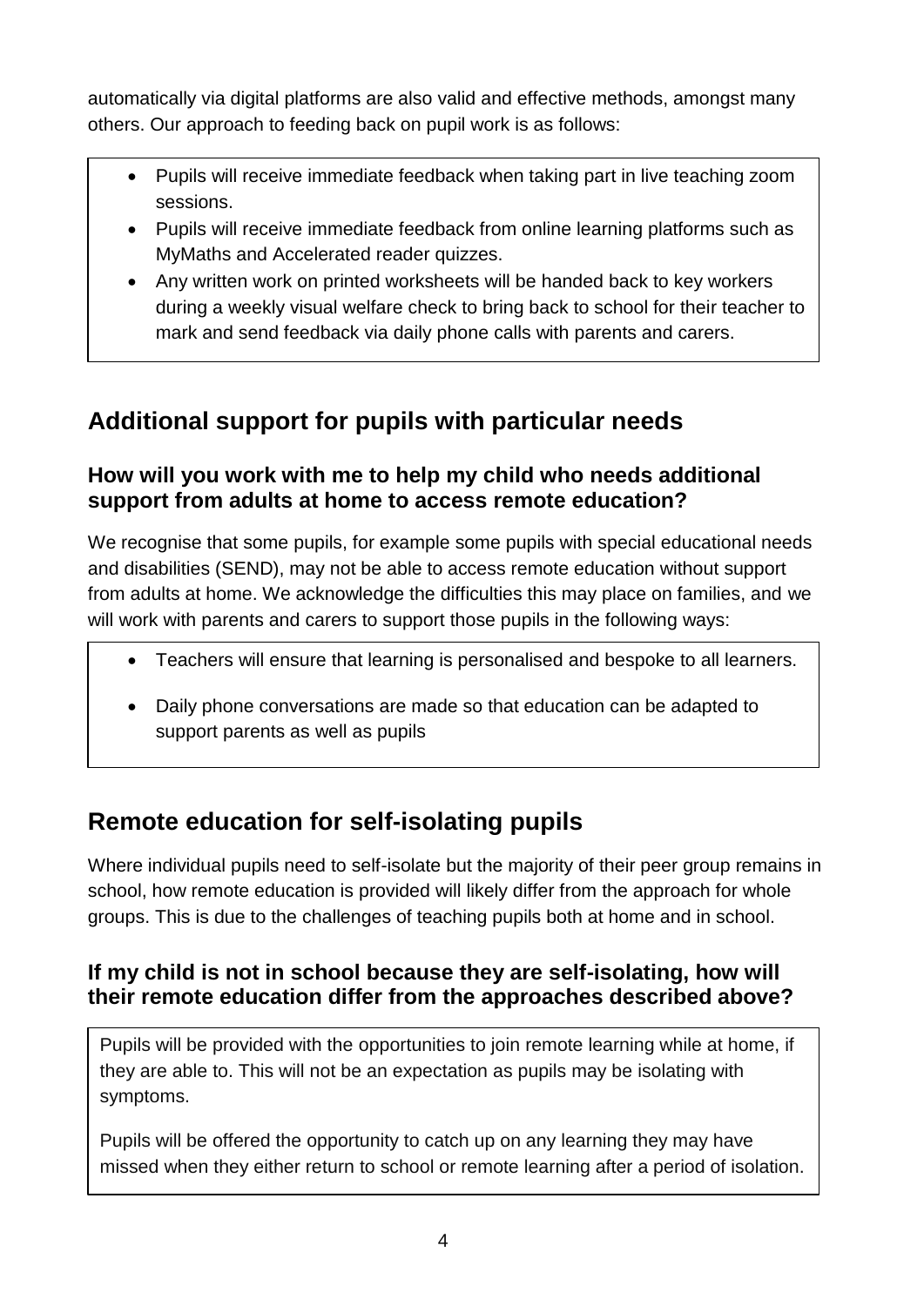automatically via digital platforms are also valid and effective methods, amongst many others. Our approach to feeding back on pupil work is as follows:

- Pupils will receive immediate feedback when taking part in live teaching zoom sessions.
- Pupils will receive immediate feedback from online learning platforms such as MyMaths and Accelerated reader quizzes.
- Any written work on printed worksheets will be handed back to key workers during a weekly visual welfare check to bring back to school for their teacher to mark and send feedback via daily phone calls with parents and carers.

## Additional support for pupils with particular needs

### How will you work with me to help my child who needs additional support from adults at home to access remote education?

We recognise that some pupils, for example some pupils with special educational needs and disabilities (SEND), may not be able to access remote education without support from adults at home. We acknowledge the difficulties this may place on families, and we will work with parents and carers to support those pupils in the following ways:

- Teachers will ensure that learning is personalised and bespoke to all learners.
- Daily phone conversations are made so that education can be adapted to support parents as well as pupils

## Remote education for self-isolating pupils

Where individual pupils need to self-isolate but the majority of their peer group remains in school, how remote education is provided will likely differ from the approach for whole groups. This is due to the challenges of teaching pupils both at home and in school.

### If my child is not in school because they are self-isolating, how will their remote education differ from the approaches described above?

Pupils will be provided with the opportunities to join remote learning while at home, if they are able to. This will not be an expectation as pupils may be isolating with symptoms.

Pupils will be offered the opportunity to catch up on any learning they may have missed when they either return to school or remote learning after a period of isolation.